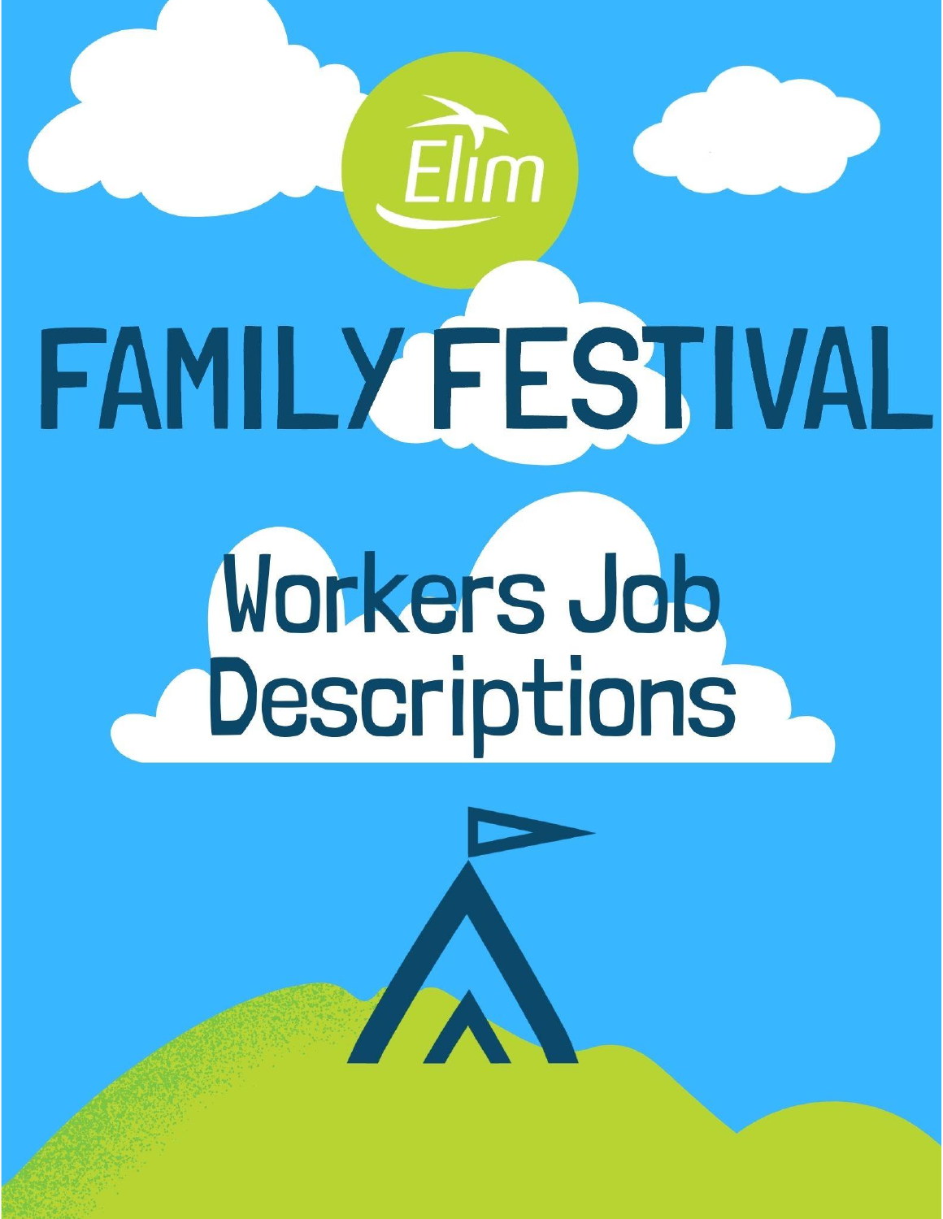Elim

# FAMILY FESTIVAL

## Workers Job Descriptions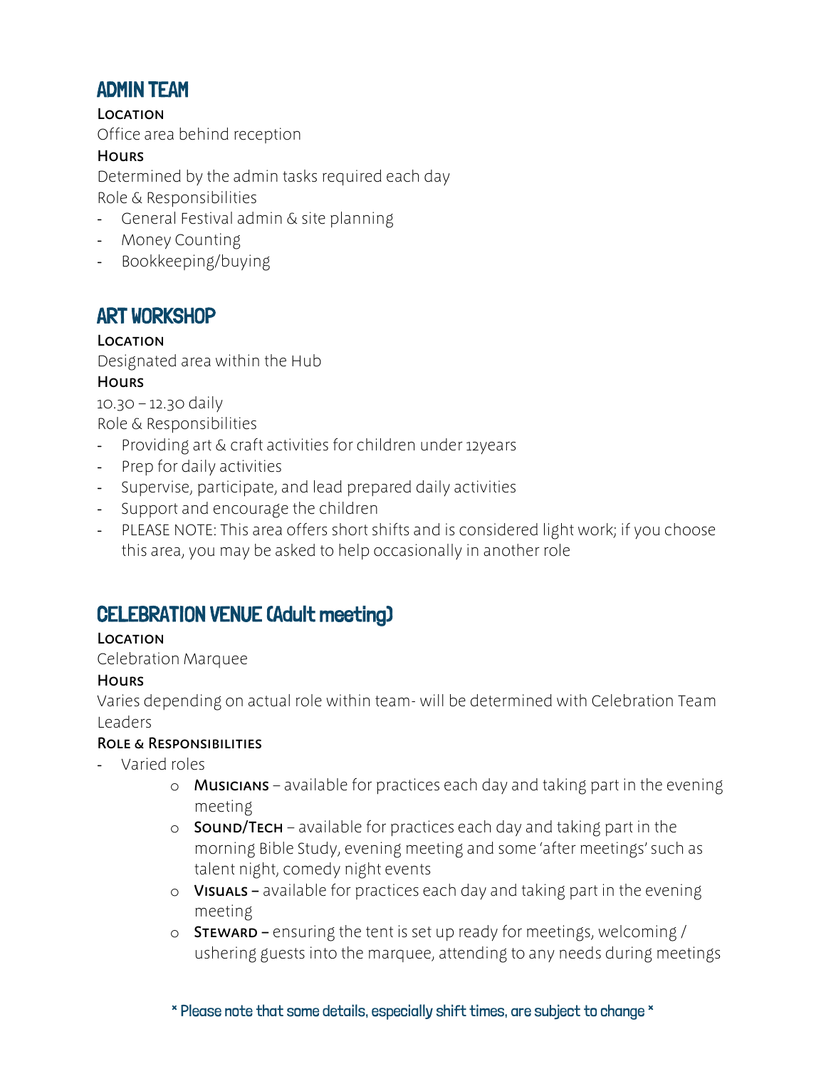## ADMIN TEAM

**Location**

Office area behind reception

**Hours**

Determined by the admin tasks required each day

Role & Responsibilities

- General Festival admin & site planning
- Money Counting
- Bookkeeping/buying

## ART WORKSHOP

**Location**

Designated area within the Hub

**Hours**

10.30 – 12.30 daily

Role & Responsibilities

- Providing art & craft activities for children under 12years
- Prep for daily activities
- Supervise, participate, and lead prepared daily activities
- Support and encourage the children
- PLEASE NOTE: This area offers short shifts and is considered light work; if you choose this area, you may be asked to help occasionally in another role

## CELEBRATION VENUE (Adult meeting)

**Location**

Celebration Marquee

**Hours**

Varies depending on actual role within team- will be determined with Celebration Team Leaders

**Role & Responsibilities**

- Varied roles
  - **Musicians** – available for practices each day and taking part in the evening meeting
  - **Sound/Tech** – available for practices each day and taking part in the morning Bible Study, evening meeting and some 'after meetings' such as talent night, comedy night events
  - **Visuals –** available for practices each day and taking part in the evening meeting
  - **Steward –** ensuring the tent is set up ready for meetings, welcoming / ushering guests into the marquee, attending to any needs during meetings

**\* Please note that some details, especially shift times, are subject to change \***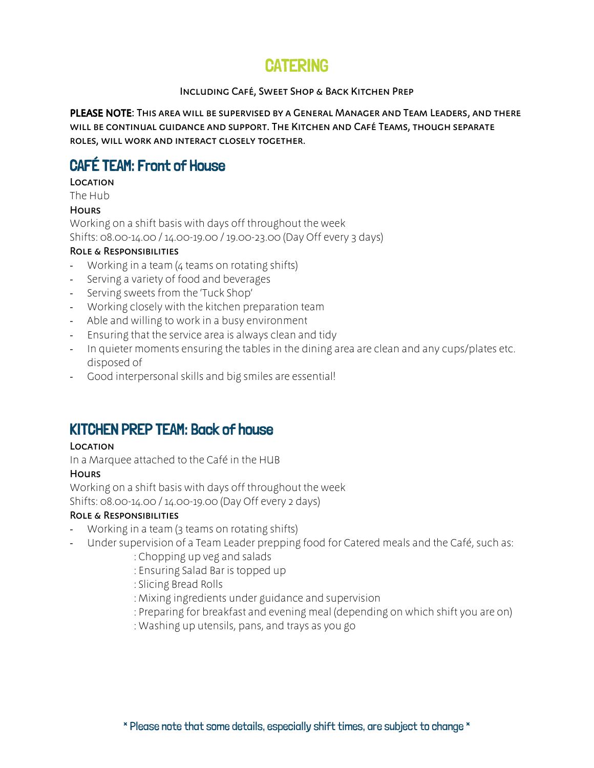# CATERING

Including Café, Sweet Shop & Back Kitchen Prep

**PLEASE NOTE**: This area will be supervised by a General Manager and Team Leaders, and there will be continual guidance and support. The Kitchen and Café Teams, though separate roles, will work and interact closely together.

## CAFÉ TEAM: Front of House

**Location**

The Hub

**Hours**

Working on a shift basis with days off throughout the week

Shifts: 08.00-14.00 / 14.00-19.00 / 19.00-23.00 (Day Off every 3 days)

**Role & Responsibilities**

- Working in a team (4 teams on rotating shifts)
- Serving a variety of food and beverages
- Serving sweets from the 'Tuck Shop'
- Working closely with the kitchen preparation team
- Able and willing to work in a busy environment
- Ensuring that the service area is always clean and tidy
- In quieter moments ensuring the tables in the dining area are clean and any cups/plates etc. disposed of
- Good interpersonal skills and big smiles are essential!

## KITCHEN PREP TEAM: Back of house

**Location**

In a Marquee attached to the Café in the HUB

**Hours**

Working on a shift basis with days off throughout the week

Shifts: 08.00-14.00 / 14.00-19.00 (Day Off every 2 days)

**Role & Responsibilities**

- Working in a team (3 teams on rotating shifts)
- Under supervision of a Team Leader prepping food for Catered meals and the Café, such as:
  - : Chopping up veg and salads
  - : Ensuring Salad Bar is topped up
  - : Slicing Bread Rolls
  - : Mixing ingredients under guidance and supervision
  - : Preparing for breakfast and evening meal (depending on which shift you are on)
  - : Washing up utensils, pans, and trays as you go

**\* Please note that some details, especially shift times, are subject to change \***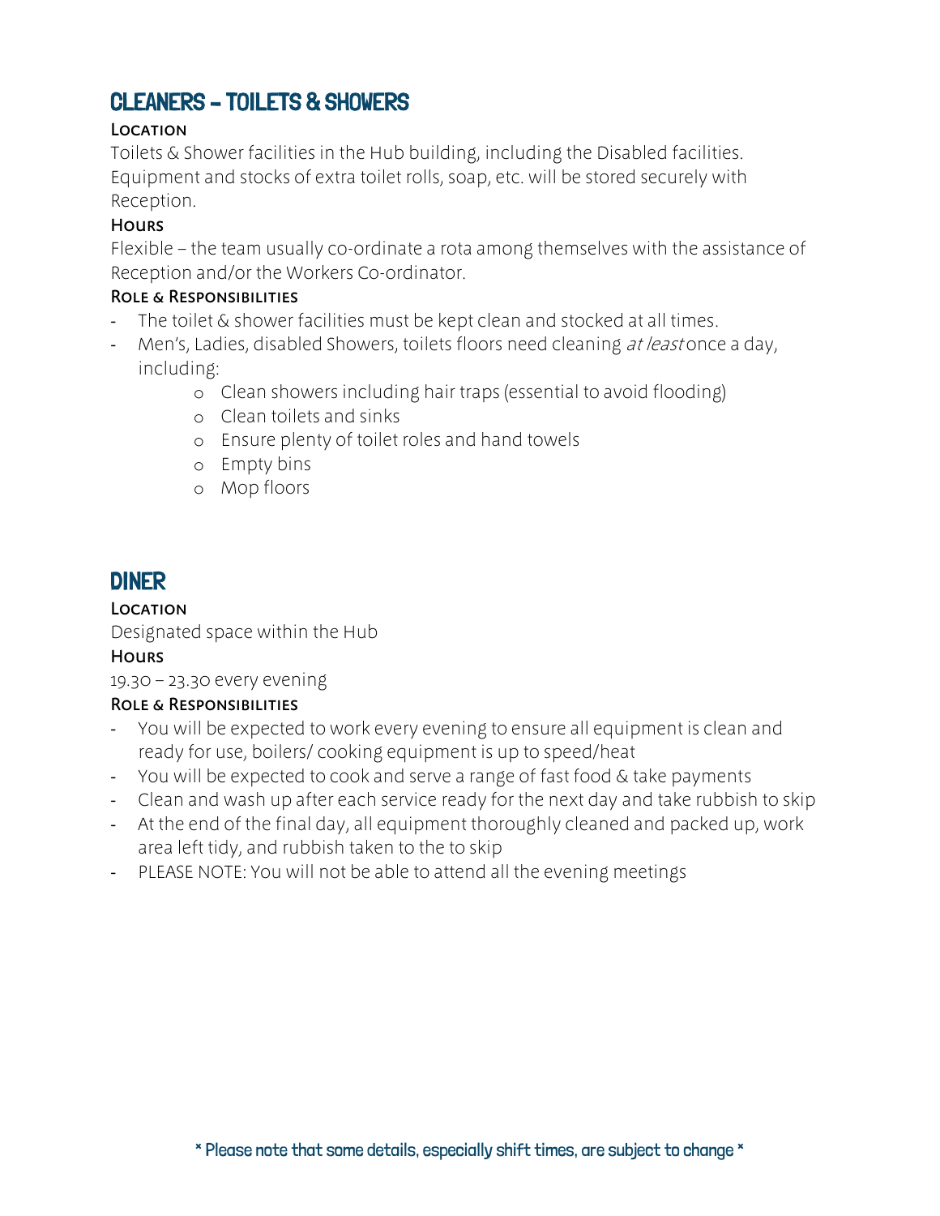## CLEANERS – TOILETS & SHOWERS

### Location

Toilets & Shower facilities in the Hub building, including the Disabled facilities. Equipment and stocks of extra toilet rolls, soap, etc. will be stored securely with Reception.

### Hours

Flexible – the team usually co-ordinate a rota among themselves with the assistance of Reception and/or the Workers Co-ordinator.

### Role & Responsibilities

- The toilet & shower facilities must be kept clean and stocked at all times.
- Men's, Ladies, disabled Showers, toilets floors need cleaning *at least* once a day, including:
    - Clean showers including hair traps (essential to avoid flooding)
    - Clean toilets and sinks
    - Ensure plenty of toilet roles and hand towels
    - Empty bins
    - Mop floors

## DINER

### Location

Designated space within the Hub

### Hours

19.30 – 23.30 every evening

### Role & Responsibilities

- You will be expected to work every evening to ensure all equipment is clean and ready for use, boilers/ cooking equipment is up to speed/heat
- You will be expected to cook and serve a range of fast food & take payments
- Clean and wash up after each service ready for the next day and take rubbish to skip
- At the end of the final day, all equipment thoroughly cleaned and packed up, work area left tidy, and rubbish taken to the to skip
- PLEASE NOTE: You will not be able to attend all the evening meetings

**\* Please note that some details, especially shift times, are subject to change \***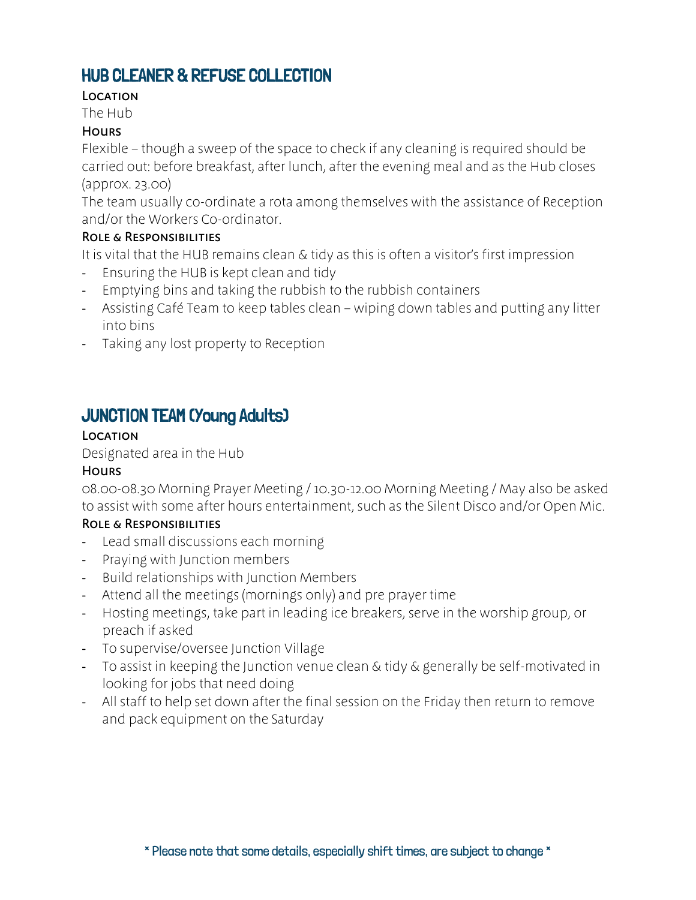## HUB CLEANER & REFUSE COLLECTION

**Location**

The Hub

**Hours**

Flexible – though a sweep of the space to check if any cleaning is required should be carried out: before breakfast, after lunch, after the evening meal and as the Hub closes (approx. 23.00)

The team usually co-ordinate a rota among themselves with the assistance of Reception and/or the Workers Co-ordinator.

**Role & Responsibilities**

It is vital that the HUB remains clean & tidy as this is often a visitor's first impression

- Ensuring the HUB is kept clean and tidy
- Emptying bins and taking the rubbish to the rubbish containers
- Assisting Café Team to keep tables clean – wiping down tables and putting any litter into bins
- Taking any lost property to Reception

## JUNCTION TEAM (Young Adults)

**Location**

Designated area in the Hub

**Hours**

08.00-08.30 Morning Prayer Meeting / 10.30-12.00 Morning Meeting / May also be asked to assist with some after hours entertainment, such as the Silent Disco and/or Open Mic.

**Role & Responsibilities**

- Lead small discussions each morning
- Praying with Junction members
- Build relationships with Junction Members
- Attend all the meetings (mornings only) and pre prayer time
- Hosting meetings, take part in leading ice breakers, serve in the worship group, or preach if asked
- To supervise/oversee Junction Village
- To assist in keeping the Junction venue clean & tidy & generally be self-motivated in looking for jobs that need doing
- All staff to help set down after the final session on the Friday then return to remove and pack equipment on the Saturday

**\* Please note that some details, especially shift times, are subject to change \***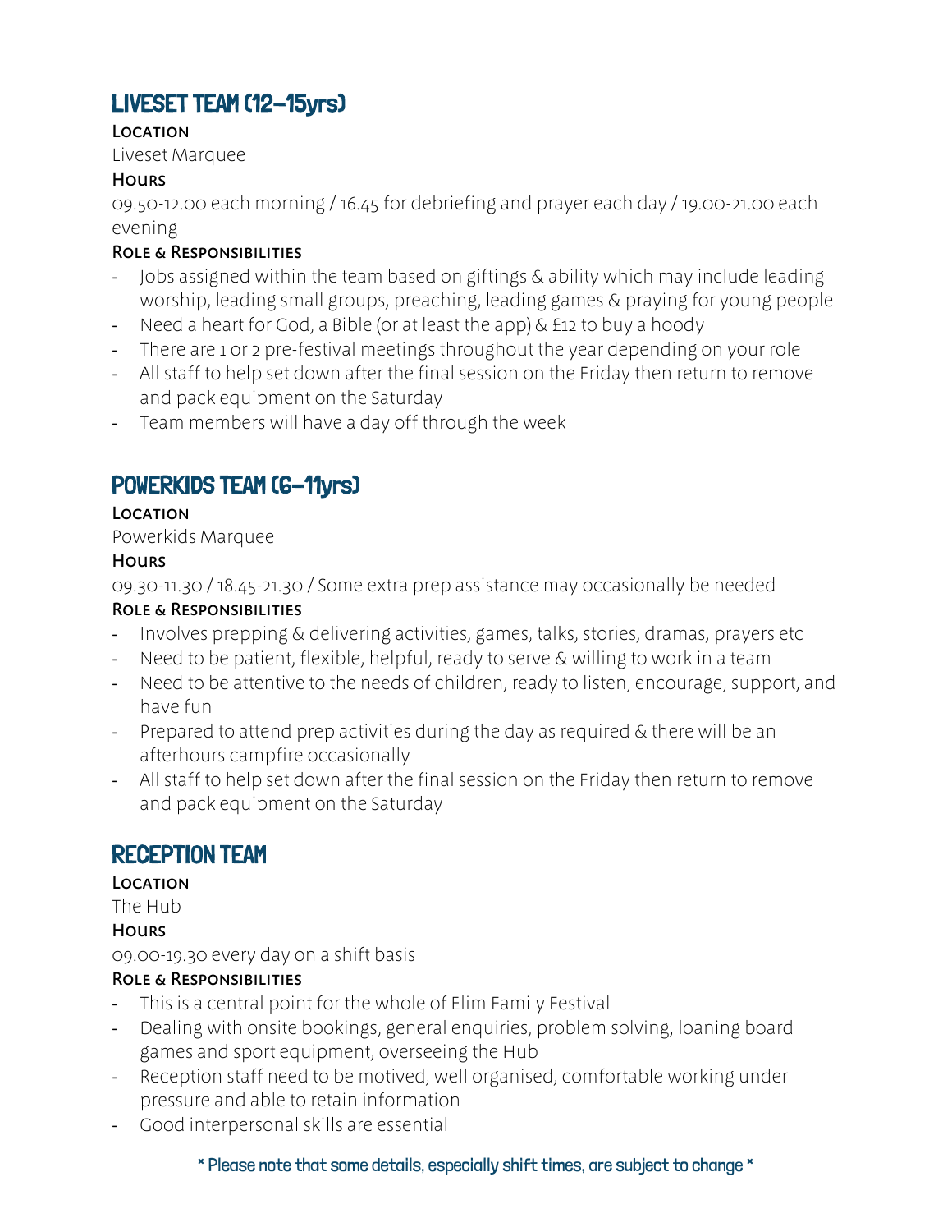## LIVESET TEAM (12-15yrs)

**Location**

Liveset Marquee

**Hours**

09.50-12.00 each morning / 16.45 for debriefing and prayer each day / 19.00-21.00 each evening

**Role & Responsibilities**

- Jobs assigned within the team based on giftings & ability which may include leading worship, leading small groups, preaching, leading games & praying for young people
- Need a heart for God, a Bible (or at least the app) & £12 to buy a hoody
- There are 1 or 2 pre-festival meetings throughout the year depending on your role
- All staff to help set down after the final session on the Friday then return to remove and pack equipment on the Saturday
- Team members will have a day off through the week

## POWERKIDS TEAM (6-11yrs)

**Location**

Powerkids Marquee

**Hours**

09.30-11.30 / 18.45-21.30 / Some extra prep assistance may occasionally be needed

**Role & Responsibilities**

- Involves prepping & delivering activities, games, talks, stories, dramas, prayers etc
- Need to be patient, flexible, helpful, ready to serve & willing to work in a team
- Need to be attentive to the needs of children, ready to listen, encourage, support, and have fun
- Prepared to attend prep activities during the day as required & there will be an afterhours campfire occasionally
- All staff to help set down after the final session on the Friday then return to remove and pack equipment on the Saturday

## RECEPTION TEAM

**Location**

The Hub

**Hours**

09.00-19.30 every day on a shift basis

**Role & Responsibilities**

- This is a central point for the whole of Elim Family Festival
- Dealing with onsite bookings, general enquiries, problem solving, loaning board games and sport equipment, overseeing the Hub
- Reception staff need to be motived, well organised, comfortable working under pressure and able to retain information
- Good interpersonal skills are essential

**\* Please note that some details, especially shift times, are subject to change \***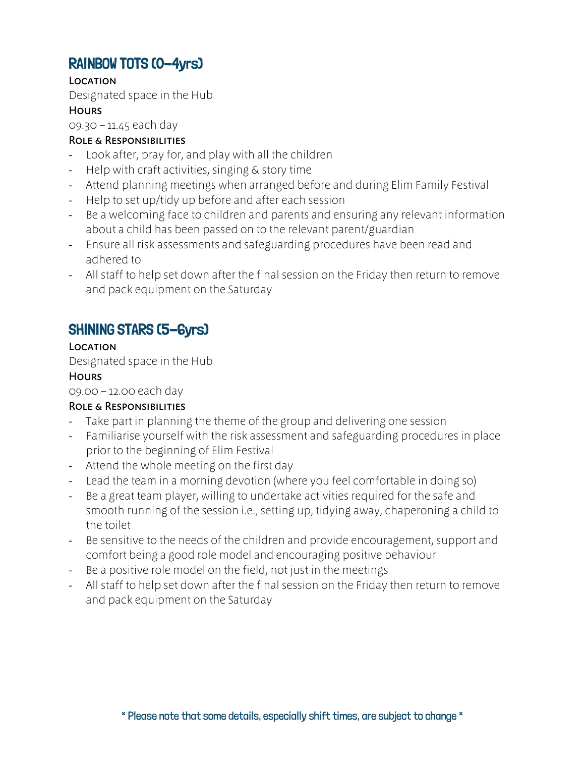## RAINBOW TOTS (0–4yrs)

### Location

Designated space in the Hub

### Hours

09.30 – 11.45 each day

### Role & Responsibilities

- Look after, pray for, and play with all the children
- Help with craft activities, singing & story time
- Attend planning meetings when arranged before and during Elim Family Festival
- Help to set up/tidy up before and after each session
- Be a welcoming face to children and parents and ensuring any relevant information about a child has been passed on to the relevant parent/guardian
- Ensure all risk assessments and safeguarding procedures have been read and adhered to
- All staff to help set down after the final session on the Friday then return to remove and pack equipment on the Saturday

## SHINING STARS (5–6yrs)

### Location

Designated space in the Hub

### Hours

09.00 – 12.00 each day

### Role & Responsibilities

- Take part in planning the theme of the group and delivering one session
- Familiarise yourself with the risk assessment and safeguarding procedures in place prior to the beginning of Elim Festival
- Attend the whole meeting on the first day
- Lead the team in a morning devotion (where you feel comfortable in doing so)
- Be a great team player, willing to undertake activities required for the safe and smooth running of the session i.e., setting up, tidying away, chaperoning a child to the toilet
- Be sensitive to the needs of the children and provide encouragement, support and comfort being a good role model and encouraging positive behaviour
- Be a positive role model on the field, not just in the meetings
- All staff to help set down after the final session on the Friday then return to remove and pack equipment on the Saturday

**\* Please note that some details, especially shift times, are subject to change \***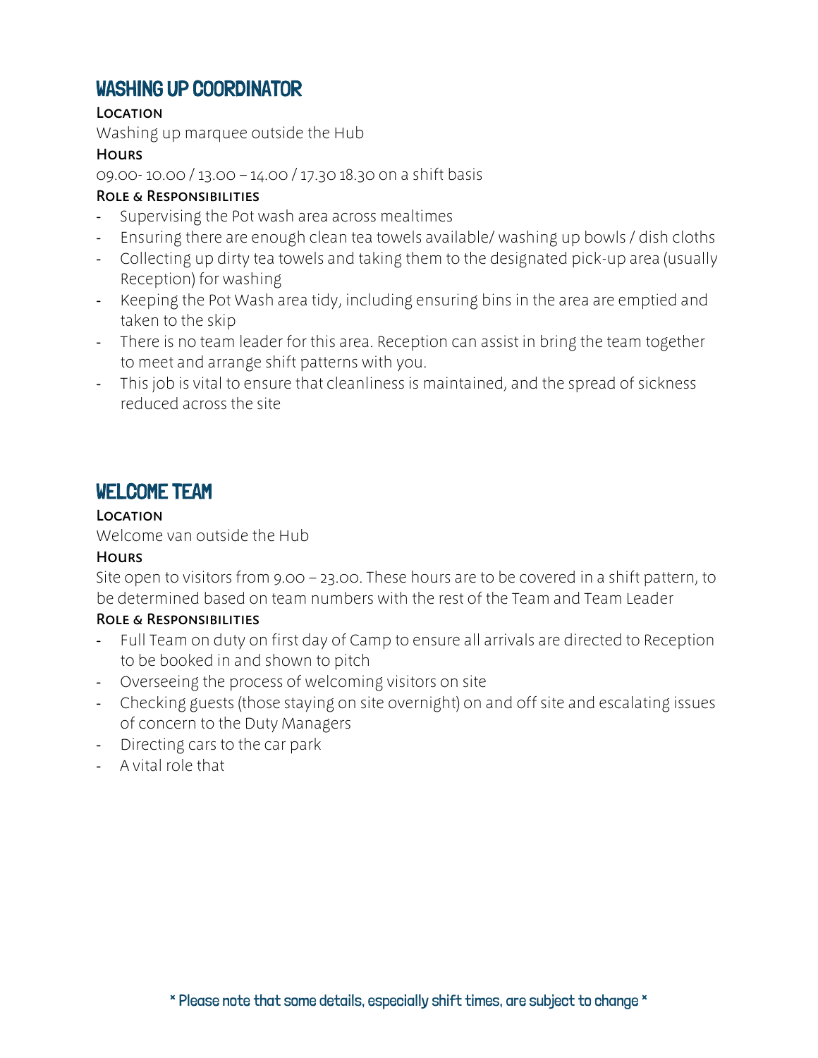## WASHING UP COORDINATOR

**Location**

Washing up marquee outside the Hub

**Hours**

09.00- 10.00 / 13.00 – 14.00 / 17.30 18.30 on a shift basis

**Role & Responsibilities**

- Supervising the Pot wash area across mealtimes
- Ensuring there are enough clean tea towels available/ washing up bowls / dish cloths
- Collecting up dirty tea towels and taking them to the designated pick-up area (usually Reception) for washing
- Keeping the Pot Wash area tidy, including ensuring bins in the area are emptied and taken to the skip
- There is no team leader for this area. Reception can assist in bring the team together to meet and arrange shift patterns with you.
- This job is vital to ensure that cleanliness is maintained, and the spread of sickness reduced across the site

## WELCOME TEAM

**Location**

Welcome van outside the Hub

**Hours**

Site open to visitors from 9.00 – 23.00. These hours are to be covered in a shift pattern, to be determined based on team numbers with the rest of the Team and Team Leader

**Role & Responsibilities**

- Full Team on duty on first day of Camp to ensure all arrivals are directed to Reception to be booked in and shown to pitch
- Overseeing the process of welcoming visitors on site
- Checking guests (those staying on site overnight) on and off site and escalating issues of concern to the Duty Managers
- Directing cars to the car park
- A vital role that

**\* Please note that some details, especially shift times, are subject to change \***